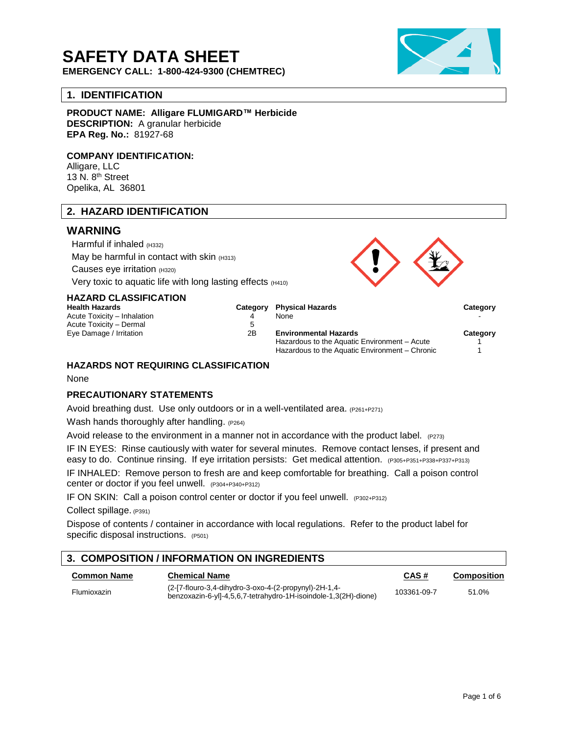# SAFETY DATA SHEET

**EMERGENCY CALL: 1-800-424-9300 (CHEMTREC)**

## 1. IDENTIFICATION

**PRODUCT NAME: Alligare FLUMIGARD™ Herbicide**
**DESCRIPTION:** A granular herbicide
**EPA Reg. No.:** 81927-68

**COMPANY IDENTIFICATION:**
Alligare, LLC
13 N. 8th Street
Opelika, AL 36801

## 2. HAZARD IDENTIFICATION

### WARNING

Harmful if inhaled (H332)
May be harmful in contact with skin (H313)
Causes eye irritation (H320)
Very toxic to aquatic life with long lasting effects (H410)

### HAZARD CLASSIFICATION

| Health Hazards | Category | Physical Hazards | Category |
|---|---|---|---|
| Acute Toxicity – Inhalation | 4 | None | - |
| Acute Toxicity – Dermal | 5 | | |
| Eye Damage / Irritation | 2B | **Environmental Hazards** | **Category** |
| | | Hazardous to the Aquatic Environment – Acute | 1 |
| | | Hazardous to the Aquatic Environment – Chronic | 1 |

### HAZARDS NOT REQUIRING CLASSIFICATION

None

### PRECAUTIONARY STATEMENTS

Avoid breathing dust. Use only outdoors or in a well-ventilated area. (P261+P271)

Wash hands thoroughly after handling. (P264)

Avoid release to the environment in a manner not in accordance with the product label. (P273)

IF IN EYES: Rinse cautiously with water for several minutes. Remove contact lenses, if present and easy to do. Continue rinsing. If eye irritation persists: Get medical attention. (P305+P351+P338+P337+P313)

IF INHALED: Remove person to fresh are and keep comfortable for breathing. Call a poison control center or doctor if you feel unwell. (P304+P340+P312)

IF ON SKIN: Call a poison control center or doctor if you feel unwell. (P302+P312)

Collect spillage. (P391)

Dispose of contents / container in accordance with local regulations. Refer to the product label for specific disposal instructions. (P501)

## 3. COMPOSITION / INFORMATION ON INGREDIENTS

| Common Name | Chemical Name | CAS # | Composition |
|---|---|---|---|
| Flumioxazin | (2-[7-flouro-3,4-dihydro-3-oxo-4-(2-propynyl)-2H-1,4-benzoxazin-6-yl]-4,5,6,7-tetrahydro-1H-isoindole-1,3(2H)-dione) | 103361-09-7 | 51.0% |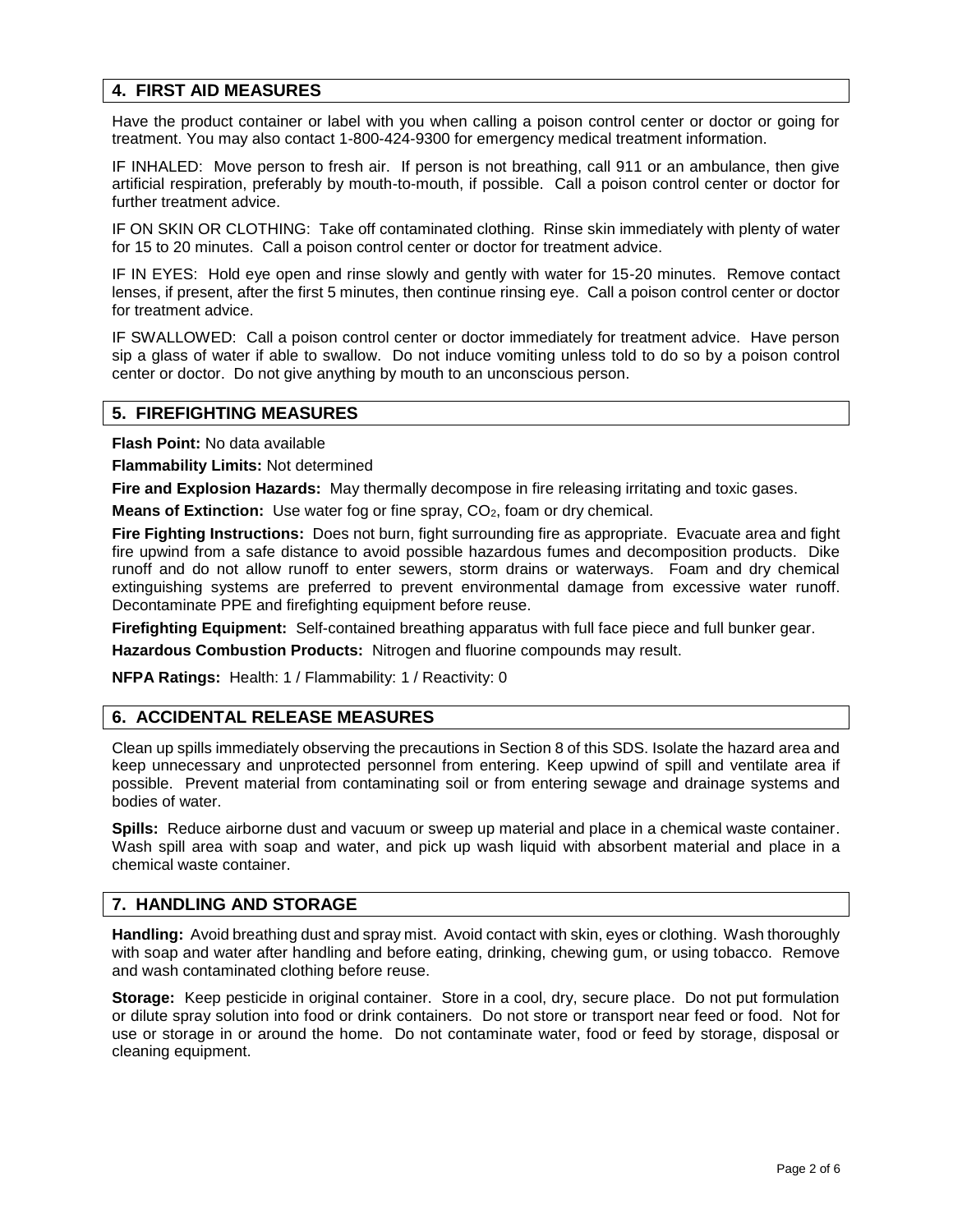## 4. FIRST AID MEASURES

Have the product container or label with you when calling a poison control center or doctor or going for treatment. You may also contact 1-800-424-9300 for emergency medical treatment information.

IF INHALED: Move person to fresh air. If person is not breathing, call 911 or an ambulance, then give artificial respiration, preferably by mouth-to-mouth, if possible. Call a poison control center or doctor for further treatment advice.

IF ON SKIN OR CLOTHING: Take off contaminated clothing. Rinse skin immediately with plenty of water for 15 to 20 minutes. Call a poison control center or doctor for treatment advice.

IF IN EYES: Hold eye open and rinse slowly and gently with water for 15-20 minutes. Remove contact lenses, if present, after the first 5 minutes, then continue rinsing eye. Call a poison control center or doctor for treatment advice.

IF SWALLOWED: Call a poison control center or doctor immediately for treatment advice. Have person sip a glass of water if able to swallow. Do not induce vomiting unless told to do so by a poison control center or doctor. Do not give anything by mouth to an unconscious person.

## 5. FIREFIGHTING MEASURES

**Flash Point:** No data available

**Flammability Limits:** Not determined

**Fire and Explosion Hazards:** May thermally decompose in fire releasing irritating and toxic gases.

**Means of Extinction:** Use water fog or fine spray, $CO_2$, foam or dry chemical.

**Fire Fighting Instructions:** Does not burn, fight surrounding fire as appropriate. Evacuate area and fight fire upwind from a safe distance to avoid possible hazardous fumes and decomposition products. Dike runoff and do not allow runoff to enter sewers, storm drains or waterways. Foam and dry chemical extinguishing systems are preferred to prevent environmental damage from excessive water runoff. Decontaminate PPE and firefighting equipment before reuse.

**Firefighting Equipment:** Self-contained breathing apparatus with full face piece and full bunker gear.

**Hazardous Combustion Products:** Nitrogen and fluorine compounds may result.

**NFPA Ratings:** Health: 1 / Flammability: 1 / Reactivity: 0

## 6. ACCIDENTAL RELEASE MEASURES

Clean up spills immediately observing the precautions in Section 8 of this SDS. Isolate the hazard area and keep unnecessary and unprotected personnel from entering. Keep upwind of spill and ventilate area if possible. Prevent material from contaminating soil or from entering sewage and drainage systems and bodies of water.

**Spills:** Reduce airborne dust and vacuum or sweep up material and place in a chemical waste container. Wash spill area with soap and water, and pick up wash liquid with absorbent material and place in a chemical waste container.

## 7. HANDLING AND STORAGE

**Handling:** Avoid breathing dust and spray mist. Avoid contact with skin, eyes or clothing. Wash thoroughly with soap and water after handling and before eating, drinking, chewing gum, or using tobacco. Remove and wash contaminated clothing before reuse.

**Storage:** Keep pesticide in original container. Store in a cool, dry, secure place. Do not put formulation or dilute spray solution into food or drink containers. Do not store or transport near feed or food. Not for use or storage in or around the home. Do not contaminate water, food or feed by storage, disposal or cleaning equipment.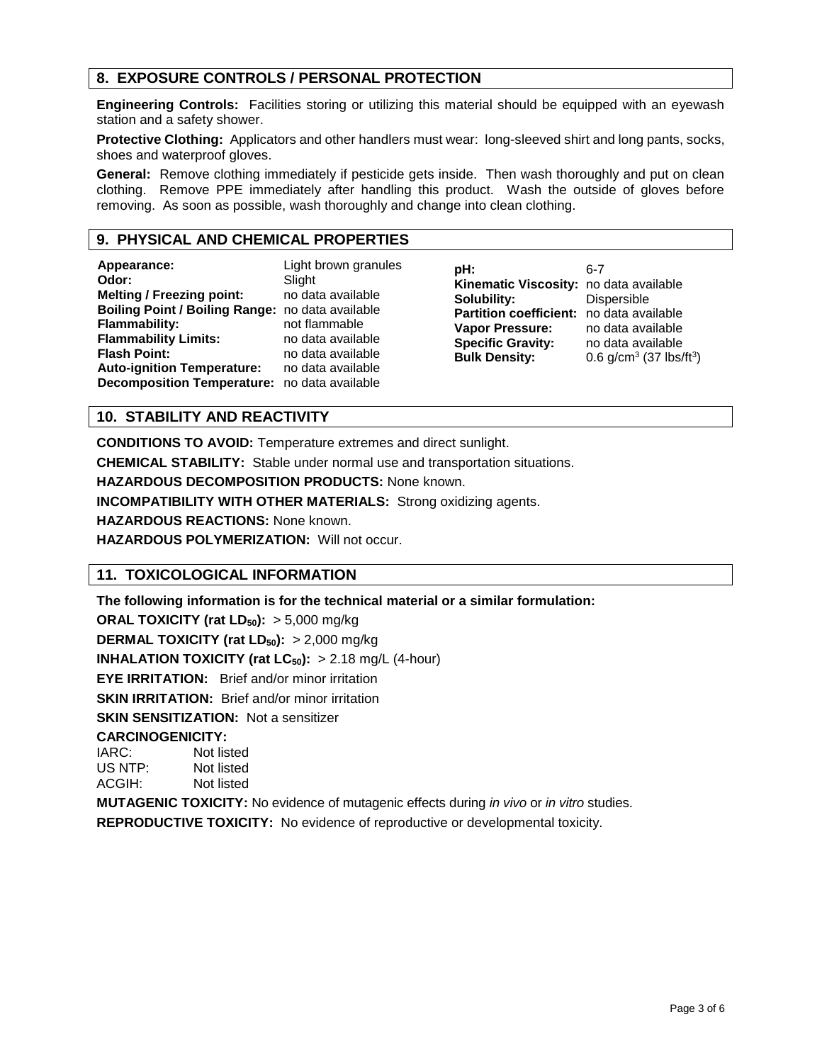## 8. EXPOSURE CONTROLS / PERSONAL PROTECTION

**Engineering Controls:** Facilities storing or utilizing this material should be equipped with an eyewash station and a safety shower.

**Protective Clothing:** Applicators and other handlers must wear: long-sleeved shirt and long pants, socks, shoes and waterproof gloves.

**General:** Remove clothing immediately if pesticide gets inside. Then wash thoroughly and put on clean clothing. Remove PPE immediately after handling this product. Wash the outside of gloves before removing. As soon as possible, wash thoroughly and change into clean clothing.

## 9. PHYSICAL AND CHEMICAL PROPERTIES

| | |
|---|---|
| **Appearance:** | Light brown granules |
| **Odor:** | Slight |
| **Melting / Freezing point:** | no data available |
| **Boiling Point / Boiling Range:** | no data available |
| **Flammability:** | not flammable |
| **Flammability Limits:** | no data available |
| **Flash Point:** | no data available |
| **Auto-ignition Temperature:** | no data available |
| **Decomposition Temperature:** | no data available |
| **pH:** | 6-7 |
| **Kinematic Viscosity:** | no data available |
| **Solubility:** | Dispersible |
| **Partition coefficient:** | no data available |
| **Vapor Pressure:** | no data available |
| **Specific Gravity:** | no data available |
| **Bulk Density:** | 0.6 g/cm$^3$ (37 lbs/ft$^3$) |

## 10. STABILITY AND REACTIVITY

**CONDITIONS TO AVOID:** Temperature extremes and direct sunlight.

**CHEMICAL STABILITY:** Stable under normal use and transportation situations.

**HAZARDOUS DECOMPOSITION PRODUCTS:** None known.

**INCOMPATIBILITY WITH OTHER MATERIALS:** Strong oxidizing agents.

**HAZARDOUS REACTIONS:** None known.

**HAZARDOUS POLYMERIZATION:** Will not occur.

## 11. TOXICOLOGICAL INFORMATION

**The following information is for the technical material or a similar formulation:**

**ORAL TOXICITY (rat $LD_{50}$):** > 5,000 mg/kg

**DERMAL TOXICITY (rat $LD_{50}$):** > 2,000 mg/kg

**INHALATION TOXICITY (rat $LC_{50}$):** > 2.18 mg/L (4-hour)

**EYE IRRITATION:** Brief and/or minor irritation

**SKIN IRRITATION:** Brief and/or minor irritation

**SKIN SENSITIZATION:** Not a sensitizer

**CARCINOGENICITY:**

| | |
|---|---|
| IARC: | Not listed |
| US NTP: | Not listed |
| ACGIH: | Not listed |

**MUTAGENIC TOXICITY:** No evidence of mutagenic effects during *in vivo* or *in vitro* studies.

**REPRODUCTIVE TOXICITY:** No evidence of reproductive or developmental toxicity.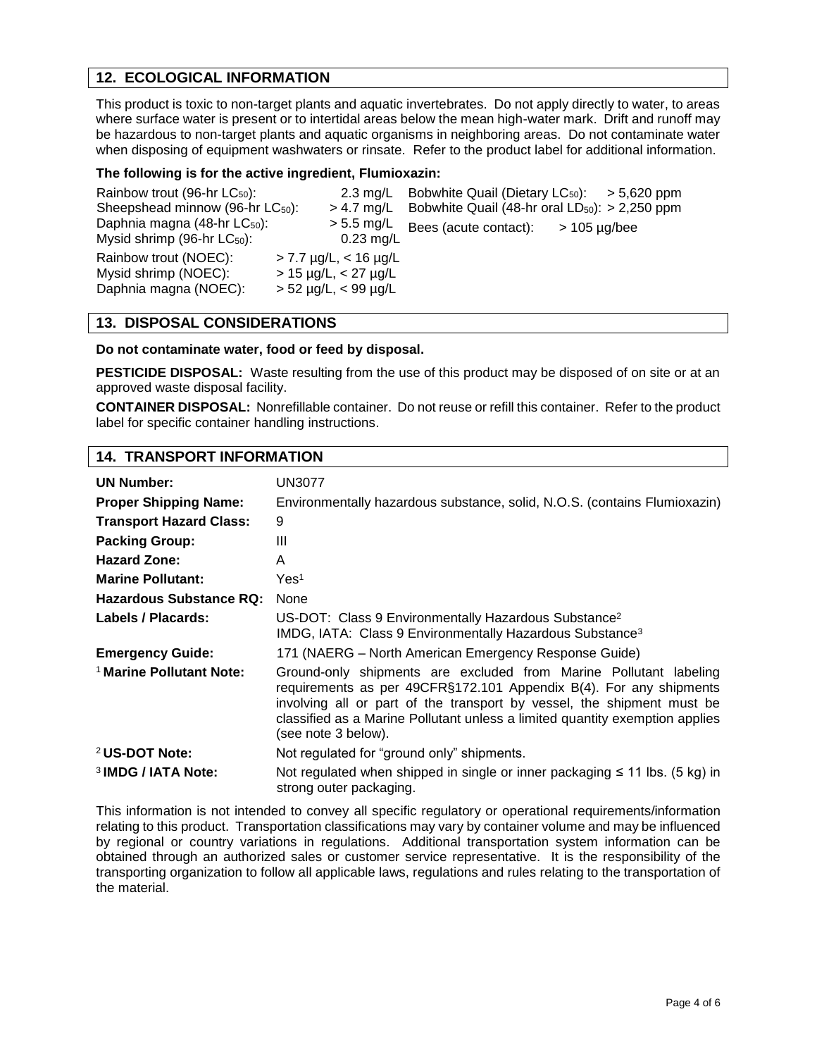## 12. ECOLOGICAL INFORMATION

This product is toxic to non-target plants and aquatic invertebrates. Do not apply directly to water, to areas where surface water is present or to intertidal areas below the mean high-water mark. Drift and runoff may be hazardous to non-target plants and aquatic organisms in neighboring areas. Do not contaminate water when disposing of equipment washwaters or rinsate. Refer to the product label for additional information.

**The following is for the active ingredient, Flumioxazin:**

| | | | |
|---|---|---|---|
| Rainbow trout (96-hr $LC_{50}$): | 2.3 mg/L | Bobwhite Quail (Dietary $LC_{50}$): | > 5,620 ppm |
| Sheepshead minnow (96-hr $LC_{50}$): | > 4.7 mg/L | Bobwhite Quail (48-hr oral $LD_{50}$): | > 2,250 ppm |
| Daphnia magna (48-hr $LC_{50}$): | > 5.5 mg/L | Bees (acute contact): | > 105 µg/bee |
| Mysid shrimp (96-hr $LC_{50}$): | 0.23 mg/L | | |
| Rainbow trout (NOEC): | > 7.7 µg/L, < 16 µg/L | | |
| Mysid shrimp (NOEC): | > 15 µg/L, < 27 µg/L | | |
| Daphnia magna (NOEC): | > 52 µg/L, < 99 µg/L | | |

## 13. DISPOSAL CONSIDERATIONS

**Do not contaminate water, food or feed by disposal.**

**PESTICIDE DISPOSAL:** Waste resulting from the use of this product may be disposed of on site or at an approved waste disposal facility.

**CONTAINER DISPOSAL:** Nonrefillable container. Do not reuse or refill this container. Refer to the product label for specific container handling instructions.

## 14. TRANSPORT INFORMATION

| | |
|---|---|
| **UN Number:** | UN3077 |
| **Proper Shipping Name:** | Environmentally hazardous substance, solid, N.O.S. (contains Flumioxazin) |
| **Transport Hazard Class:** | 9 |
| **Packing Group:** | III |
| **Hazard Zone:** | A |
| **Marine Pollutant:** | Yes[1] |
| **Hazardous Substance RQ:** | None |
| **Labels / Placards:** | US-DOT: Class 9 Environmentally Hazardous Substance[2]<br>IMDG, IATA: Class 9 Environmentally Hazardous Substance[3] |
| **Emergency Guide:** | 171 (NAERG – North American Emergency Response Guide) |
| [1] **Marine Pollutant Note:** | Ground-only shipments are excluded from Marine Pollutant labeling requirements as per 49CFR§172.101 Appendix B(4). For any shipments involving all or part of the transport by vessel, the shipment must be classified as a Marine Pollutant unless a limited quantity exemption applies (see note 3 below). |
| [2] **US-DOT Note:** | Not regulated for "ground only" shipments. |
| [3] **IMDG / IATA Note:** | Not regulated when shipped in single or inner packaging ≤ 11 lbs. (5 kg) in strong outer packaging. |

This information is not intended to convey all specific regulatory or operational requirements/information relating to this product. Transportation classifications may vary by container volume and may be influenced by regional or country variations in regulations. Additional transportation system information can be obtained through an authorized sales or customer service representative. It is the responsibility of the transporting organization to follow all applicable laws, regulations and rules relating to the transportation of the material.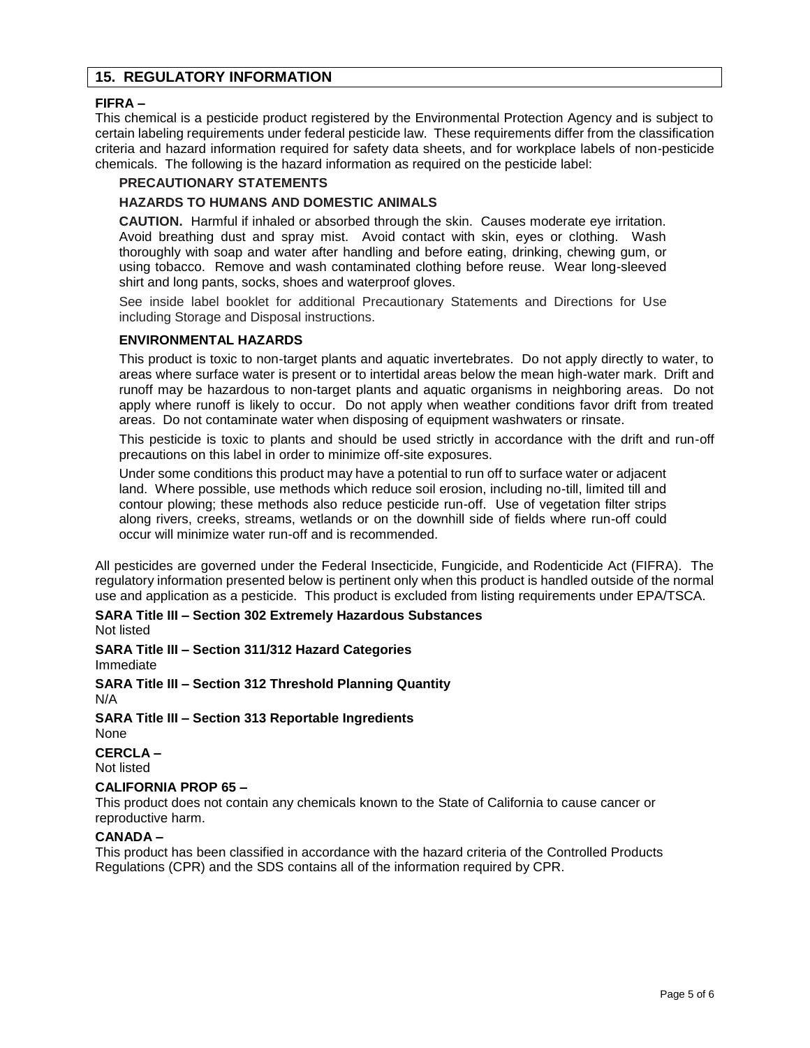## 15. REGULATORY INFORMATION

**FIFRA –**

This chemical is a pesticide product registered by the Environmental Protection Agency and is subject to certain labeling requirements under federal pesticide law. These requirements differ from the classification criteria and hazard information required for safety data sheets, and for workplace labels of non-pesticide chemicals. The following is the hazard information as required on the pesticide label:

**PRECAUTIONARY STATEMENTS**

**HAZARDS TO HUMANS AND DOMESTIC ANIMALS**

**CAUTION.** Harmful if inhaled or absorbed through the skin. Causes moderate eye irritation. Avoid breathing dust and spray mist. Avoid contact with skin, eyes or clothing. Wash thoroughly with soap and water after handling and before eating, drinking, chewing gum, or using tobacco. Remove and wash contaminated clothing before reuse. Wear long-sleeved shirt and long pants, socks, shoes and waterproof gloves.

See inside label booklet for additional Precautionary Statements and Directions for Use including Storage and Disposal instructions.

**ENVIRONMENTAL HAZARDS**

This product is toxic to non-target plants and aquatic invertebrates. Do not apply directly to water, to areas where surface water is present or to intertidal areas below the mean high-water mark. Drift and runoff may be hazardous to non-target plants and aquatic organisms in neighboring areas. Do not apply where runoff is likely to occur. Do not apply when weather conditions favor drift from treated areas. Do not contaminate water when disposing of equipment washwaters or rinsate.

This pesticide is toxic to plants and should be used strictly in accordance with the drift and run-off precautions on this label in order to minimize off-site exposures.

Under some conditions this product may have a potential to run off to surface water or adjacent land. Where possible, use methods which reduce soil erosion, including no-till, limited till and contour plowing; these methods also reduce pesticide run-off. Use of vegetation filter strips along rivers, creeks, streams, wetlands or on the downhill side of fields where run-off could occur will minimize water run-off and is recommended.

All pesticides are governed under the Federal Insecticide, Fungicide, and Rodenticide Act (FIFRA). The regulatory information presented below is pertinent only when this product is handled outside of the normal use and application as a pesticide. This product is excluded from listing requirements under EPA/TSCA.

**SARA Title III – Section 302 Extremely Hazardous Substances**

Not listed

**SARA Title III – Section 311/312 Hazard Categories**

Immediate

**SARA Title III – Section 312 Threshold Planning Quantity**

N/A

**SARA Title III – Section 313 Reportable Ingredients**

None

**CERCLA –**

Not listed

**CALIFORNIA PROP 65 –**

This product does not contain any chemicals known to the State of California to cause cancer or reproductive harm.

**CANADA –**

This product has been classified in accordance with the hazard criteria of the Controlled Products Regulations (CPR) and the SDS contains all of the information required by CPR.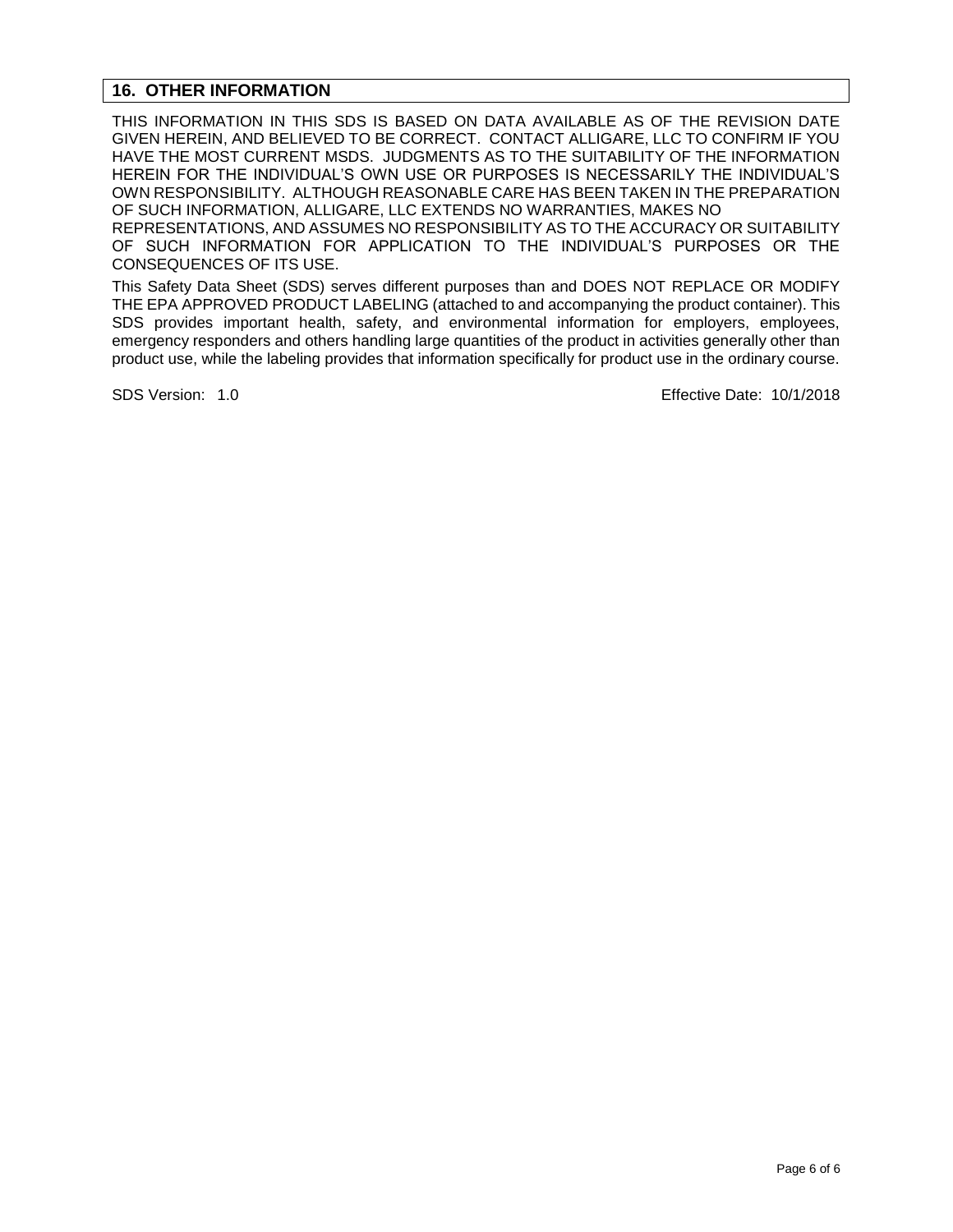## 16. OTHER INFORMATION

THIS INFORMATION IN THIS SDS IS BASED ON DATA AVAILABLE AS OF THE REVISION DATE GIVEN HEREIN, AND BELIEVED TO BE CORRECT. CONTACT ALLIGARE, LLC TO CONFIRM IF YOU HAVE THE MOST CURRENT MSDS. JUDGMENTS AS TO THE SUITABILITY OF THE INFORMATION HEREIN FOR THE INDIVIDUAL'S OWN USE OR PURPOSES IS NECESSARILY THE INDIVIDUAL'S OWN RESPONSIBILITY. ALTHOUGH REASONABLE CARE HAS BEEN TAKEN IN THE PREPARATION OF SUCH INFORMATION, ALLIGARE, LLC EXTENDS NO WARRANTIES, MAKES NO REPRESENTATIONS, AND ASSUMES NO RESPONSIBILITY AS TO THE ACCURACY OR SUITABILITY OF SUCH INFORMATION FOR APPLICATION TO THE INDIVIDUAL'S PURPOSES OR THE CONSEQUENCES OF ITS USE.

This Safety Data Sheet (SDS) serves different purposes than and DOES NOT REPLACE OR MODIFY THE EPA APPROVED PRODUCT LABELING (attached to and accompanying the product container). This SDS provides important health, safety, and environmental information for employers, employees, emergency responders and others handling large quantities of the product in activities generally other than product use, while the labeling provides that information specifically for product use in the ordinary course.

SDS Version: 1.0

Effective Date: 10/1/2018